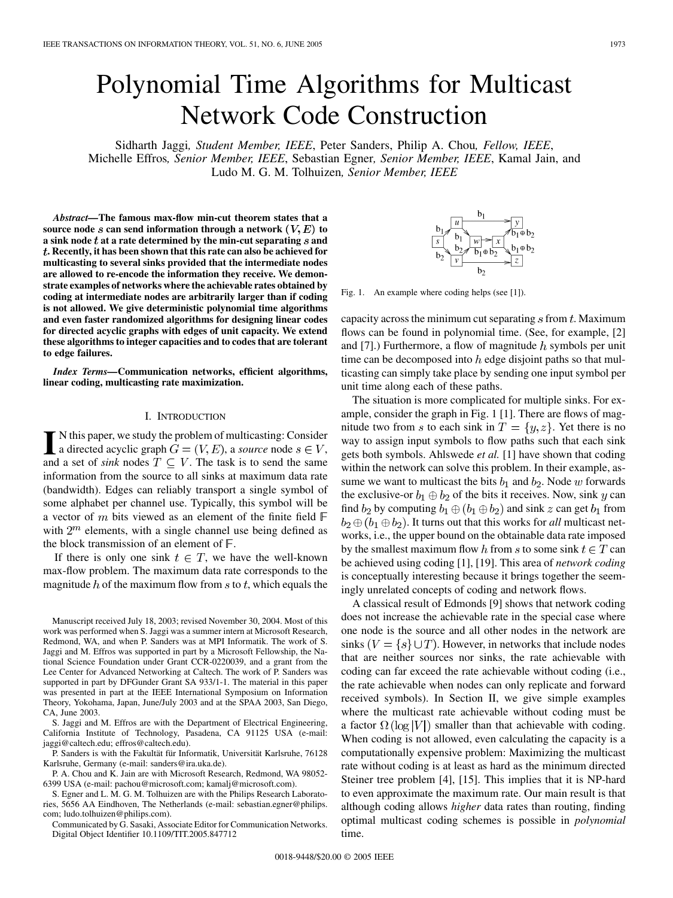# Polynomial Time Algorithms for Multicast Network Code Construction

Sidharth Jaggi, *Student Member, IEEE*, Peter Sanders, Philip A. Chou, *Fellow, IEEE*, Michelle Effros, *Senior Member, IEEE*, Sebastian Egner, *Senior Member, IEEE*, Kamal Jain, and Ludo M. G. M. Tolhuizen, *Senior Member, IEEE*

***Abstract*—The famous max-flow min-cut theorem states that a source node $s$ can send information through a network $(V, E)$ to a sink node $t$ at a rate determined by the min-cut separating $s$ and $t$. Recently, it has been shown that this rate can also be achieved for multicasting to several sinks provided that the intermediate nodes are allowed to re-encode the information they receive. We demonstrate examples of networks where the achievable rates obtained by coding at intermediate nodes are arbitrarily larger than if coding is not allowed. We give deterministic polynomial time algorithms and even faster randomized algorithms for designing linear codes for directed acyclic graphs with edges of unit capacity. We extend these algorithms to integer capacities and to codes that are tolerant to edge failures.**

***Index Terms*—Communication networks, efficient algorithms, linear coding, multicasting rate maximization.**

## I. Introduction

In this paper, we study the problem of multicasting: Consider a directed acyclic graph $G = (V, E)$, a *source* node $s \in V$, and a set of *sink* nodes $T \subseteq V$. The task is to send the same information from the source to all sinks at maximum data rate (bandwidth). Edges can reliably transport a single symbol of some alphabet per channel use. Typically, this symbol will be a vector of $m$ bits viewed as an element of the finite field $\mathbb{F}$ with $2^m$ elements, with a single channel use being defined as the block transmission of an element of $\mathbb{F}$.

If there is only one sink $t \in T$, we have the well-known max-flow problem. The maximum data rate corresponds to the magnitude $h$ of the maximum flow from $s$ to $t$, which equals the capacity across the minimum cut separating $s$ from $t$. Maximum flows can be found in polynomial time. (See, for example, [2] and [7].) Furthermore, a flow of magnitude $h$ symbols per unit time can be decomposed into $h$ edge disjoint paths so that multicasting can simply take place by sending one input symbol per unit time along each of these paths.

Fig. 1. An example where coding helps (see [1]).

The situation is more complicated for multiple sinks. For example, consider the graph in Fig. 1 [1]. There are flows of magnitude two from $s$ to each sink in $T = \{y, z\}$. Yet there is no way to assign input symbols to flow paths such that each sink gets both symbols. Ahlswede *et al.* [1] have shown that coding within the network can solve this problem. In their example, assume we want to multicast the bits $b_1$ and $b_2$. Node $w$ forwards the exclusive-or $b_1 \oplus b_2$ of the bits it receives. Now, sink $y$ can find $b_2$ by computing $b_1 \oplus (b_1 \oplus b_2)$ and sink $z$ can get $b_1$ from $b_2 \oplus (b_1 \oplus b_2)$. It turns out that this works for *all* multicast networks, i.e., the upper bound on the obtainable data rate imposed by the smallest maximum flow $h$ from $s$ to some sink $t \in T$ can be achieved using coding [1], [19]. This area of *network coding* is conceptually interesting because it brings together the seemingly unrelated concepts of coding and network flows.

A classical result of Edmonds [9] shows that network coding does not increase the achievable rate in the special case where one node is the source and all other nodes in the network are sinks $(V = \{s\} \cup T)$. However, in networks that include nodes that are neither sources nor sinks, the rate achievable with coding can far exceed the rate achievable without coding (i.e., the rate achievable when nodes can only replicate and forward received symbols). In Section II, we give simple examples where the multicast rate achievable without coding must be a factor $\Omega(\log |V|)$ smaller than that achievable with coding. When coding is not allowed, even calculating the capacity is a computationally expensive problem: Maximizing the multicast rate without coding is at least as hard as the minimum directed Steiner tree problem [4], [15]. This implies that it is NP-hard to even approximate the maximum rate. Our main result is that although coding allows *higher* data rates than routing, finding optimal multicast coding schemes is possible in *polynomial* time.

Manuscript received July 18, 2003; revised November 30, 2004. Most of this work was performed when S. Jaggi was a summer intern at Microsoft Research, Redmond, WA, and when P. Sanders was at MPI Informatik. The work of S. Jaggi and M. Effros was supported in part by a Microsoft Fellowship, the National Science Foundation under Grant CCR-0220039, and a grant from the Lee Center for Advanced Networking at Caltech. The work of P. Sanders was supported in part by DFGunder Grant SA 933/1-1. The material in this paper was presented in part at the IEEE International Symposium on Information Theory, Yokohama, Japan, June/July 2003 and at the SPAA 2003, San Diego, CA, June 2003.

S. Jaggi and M. Effros are with the Department of Electrical Engineering, California Institute of Technology, Pasadena, CA 91125 USA (e-mail: jaggi@caltech.edu; effros@caltech.edu).

P. Sanders is with the Fakultät für Informatik, Universität Karlsruhe, 76128 Karlsruhe, Germany (e-mail: sanders@ira.uka.de).

P. A. Chou and K. Jain are with Microsoft Research, Redmond, WA 98052-6399 USA (e-mail: pachou@microsoft.com; kamalj@microsoft.com).

S. Egner and L. M. G. M. Tolhuizen are with the Philips Research Laboratories, 5656 AA Eindhoven, The Netherlands (e-mail: sebastian.egner@philips.com; ludo.tolhuizen@philips.com).

Communicated by G. Sasaki, Associate Editor for Communication Networks.
Digital Object Identifier 10.1109/TIT.2005.847712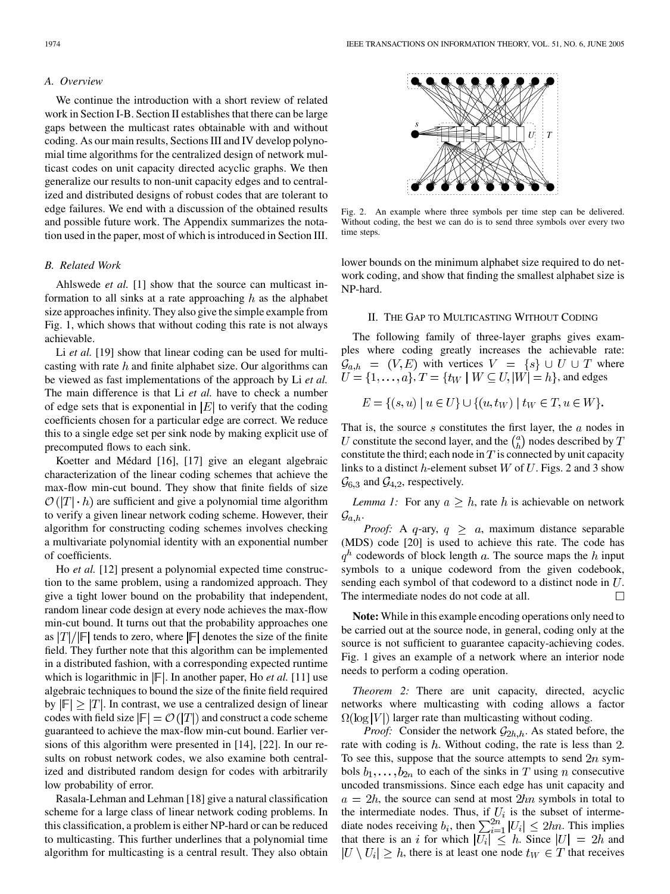### A. Overview

We continue the introduction with a short review of related work in Section I-B. Section II establishes that there can be large gaps between the multicast rates obtainable with and without coding. As our main results, Sections III and IV develop polynomial time algorithms for the centralized design of network multicast codes on unit capacity directed acyclic graphs. We then generalize our results to non-unit capacity edges and to centralized and distributed designs of robust codes that are tolerant to edge failures. We end with a discussion of the obtained results and possible future work. The Appendix summarizes the notation used in the paper, most of which is introduced in Section III.

### B. Related Work

Ahlswede *et al.* [1] show that the source can multicast information to all sinks at a rate approaching $h$ as the alphabet size approaches infinity. They also give the simple example from Fig. 1, which shows that without coding this rate is not always achievable.

Li *et al.* [19] show that linear coding can be used for multicasting with rate $h$ and finite alphabet size. Our algorithms can be viewed as fast implementations of the approach by Li *et al.* The main difference is that Li *et al.* have to check a number of edge sets that is exponential in $|E|$ to verify that the coding coefficients chosen for a particular edge are correct. We reduce this to a single edge set per sink node by making explicit use of precomputed flows to each sink.

Koetter and Médard [16], [17] give an elegant algebraic characterization of the linear coding schemes that achieve the max-flow min-cut bound. They show that finite fields of size $\mathcal{O}(|T| \cdot h)$ are sufficient and give a polynomial time algorithm to verify a given linear network coding scheme. However, their algorithm for constructing coding schemes involves checking a multivariate polynomial identity with an exponential number of coefficients.

Ho *et al.* [12] present a polynomial expected time construction to the same problem, using a randomized approach. They give a tight lower bound on the probability that independent, random linear code design at every node achieves the max-flow min-cut bound. It turns out that the probability approaches one as $|T|/|\mathbb{F}|$ tends to zero, where $|\mathbb{F}|$ denotes the size of the finite field. They further note that this algorithm can be implemented in a distributed fashion, with a corresponding expected runtime which is logarithmic in $|\mathbb{F}|$. In another paper, Ho *et al.* [11] use algebraic techniques to bound the size of the finite field required by $|\mathbb{F}| \geq |T|$. In contrast, we use a centralized design of linear codes with field size $|\mathbb{F}| = \mathcal{O}(|T|)$ and construct a code scheme guaranteed to achieve the max-flow min-cut bound. Earlier versions of this algorithm were presented in [14], [22]. In our results on robust network codes, we also examine both centralized and distributed random design for codes with arbitrarily low probability of error.

Rasala-Lehman and Lehman [18] give a natural classification scheme for a large class of linear network coding problems. In this classification, a problem is either NP-hard or can be reduced to multicasting. This further underlines that a polynomial time algorithm for multicasting is a central result. They also obtain lower bounds on the minimum alphabet size required to do network coding, and show that finding the smallest alphabet size is NP-hard.

Fig. 2. An example where three symbols per time step can be delivered. Without coding, the best we can do is to send three symbols over every two time steps.

## II. The Gap to Multicasting Without Coding

The following family of three-layer graphs gives examples where coding greatly increases the achievable rate: $\mathcal{G}_{a,h} = (V, E)$ with vertices $V = \{s\} \cup U \cup T$ where $U = \{1, \dots, a\}, T = \{t_W \mid W \subseteq U, |W| = h\}$, and edges

$$E = \{(s, u) \mid u \in U\} \cup \{(u, t_W) \mid t_W \in T, u \in W\}.$$

That is, the source $s$ constitutes the first layer, the $a$ nodes in $U$ constitute the second layer, and the $\binom{a}{h}$ nodes described by $T$ constitute the third; each node in $T$ is connected by unit capacity links to a distinct $h$-element subset $W$ of $U$. Figs. 2 and 3 show $\mathcal{G}_{6,3}$ and $\mathcal{G}_{4,2}$, respectively.

*Lemma 1:* For any $a \geq h$, rate $h$ is achievable on network $\mathcal{G}_{a,h}$.

*Proof:* A $q$-ary, $q \geq a$, maximum distance separable (MDS) code [20] is used to achieve this rate. The code has $q^h$ codewords of block length $a$. The source maps the $h$ input symbols to a unique codeword from the given codebook, sending each symbol of that codeword to a distinct node in $U$. The intermediate nodes do not code at all. □

**Note:** While in this example encoding operations only need to be carried out at the source node, in general, coding only at the source is not sufficient to guarantee capacity-achieving codes. Fig. 1 gives an example of a network where an interior node needs to perform a coding operation.

*Theorem 2:* There are unit capacity, directed, acyclic networks where multicasting with coding allows a factor $\Omega(\log |V|)$ larger rate than multicasting without coding.

*Proof:* Consider the network $\mathcal{G}_{2h,h}$. As stated before, the rate with coding is $h$. Without coding, the rate is less than 2. To see this, suppose that the source attempts to send $2n$ symbols $b_1, \dots, b_{2n}$ to each of the sinks in $T$ using $n$ consecutive uncoded transmissions. Since each edge has unit capacity and $a = 2h$, the source can send at most $2hn$ symbols in total to the intermediate nodes. Thus, if $U_i$ is the subset of intermediate nodes receiving $b_i$, then $\sum_{i=1}^{2n} |U_i| \leq 2hn$. This implies that there is an $i$ for which $|U_i| \leq h$. Since $|U| = 2h$ and $|U \setminus U_i| \geq h$, there is at least one node $t_W \in T$ that receives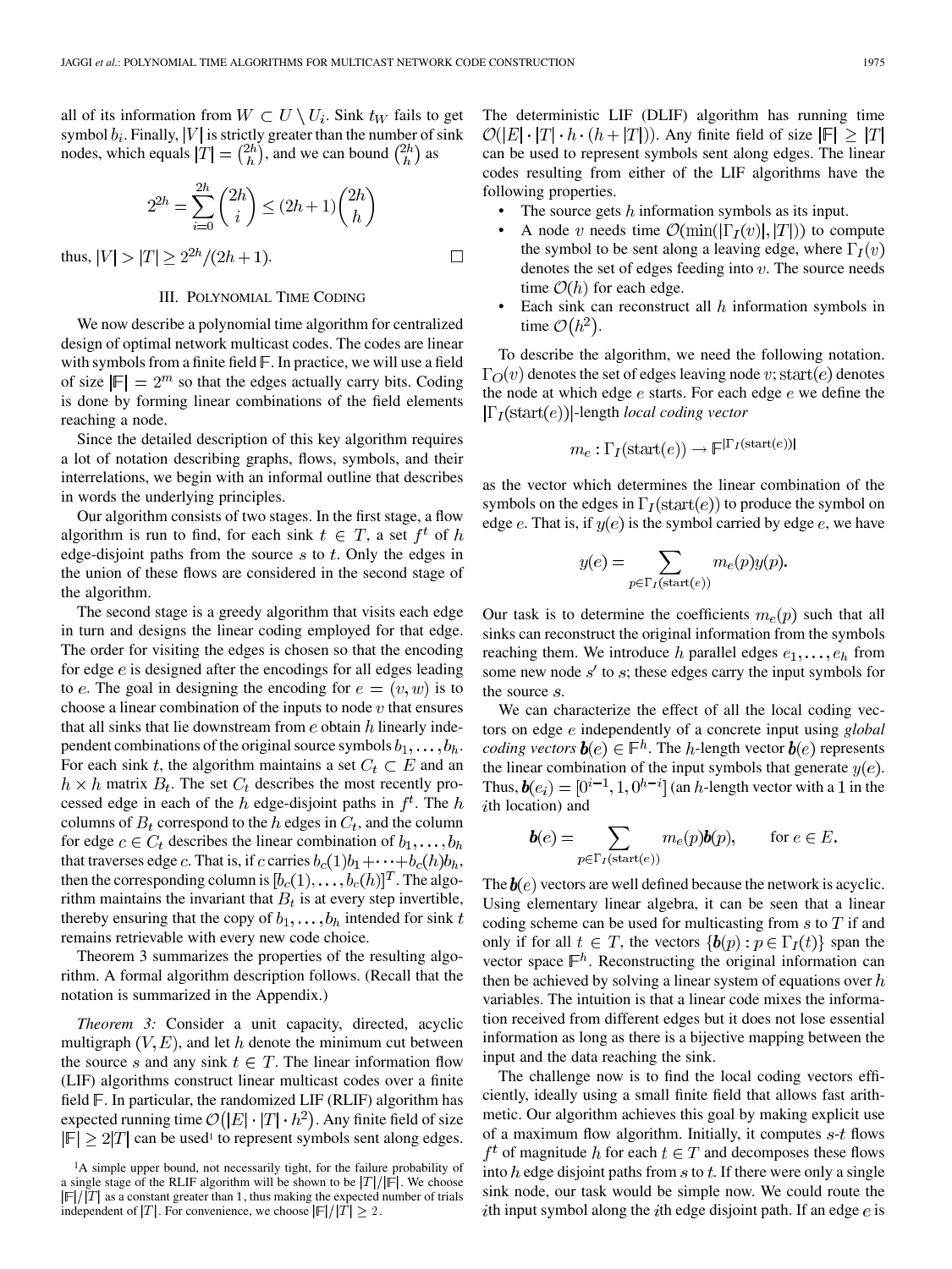all of its information from $W \subset U \setminus U_i$. Sink $t_W$ fails to get symbol $b_i$. Finally, $|V|$ is strictly greater than the number of sink nodes, which equals $|T| = \binom{2h}{h}$, and we can bound $\binom{2h}{h}$ as

$$2^{2h} = \sum_{i=0}^{2h} \binom{2h}{i} \leq (2h+1)\binom{2h}{h}$$

thus, $|V| > |T| \geq 2^{2h}/(2h+1)$. □

## III. Polynomial Time Coding

We now describe a polynomial time algorithm for centralized design of optimal network multicast codes. The codes are linear with symbols from a finite field $\mathbb{F}$. In practice, we will use a field of size $|\mathbb{F}| = 2^m$ so that the edges actually carry bits. Coding is done by forming linear combinations of the field elements reaching a node.

Since the detailed description of this key algorithm requires a lot of notation describing graphs, flows, symbols, and their interrelations, we begin with an informal outline that describes in words the underlying principles.

Our algorithm consists of two stages. In the first stage, a flow algorithm is run to find, for each sink $t \in T$, a set $f^t$ of $h$ edge-disjoint paths from the source $s$ to $t$. Only the edges in the union of these flows are considered in the second stage of the algorithm.

The second stage is a greedy algorithm that visits each edge in turn and designs the linear coding employed for that edge. The order for visiting the edges is chosen so that the encoding for edge $e$ is designed after the encodings for all edges leading to $e$. The goal in designing the encoding for $e = (v, w)$ is to choose a linear combination of the inputs to node $v$ that ensures that all sinks that lie downstream from $e$ obtain $h$ linearly independent combinations of the original source symbols $b_1, \ldots, b_h$. For each sink $t$, the algorithm maintains a set $C_t \subset E$ and an $h \times h$ matrix $B_t$. The set $C_t$ describes the most recently processed edge in each of the $h$ edge-disjoint paths in $f^t$. The $h$ columns of $B_t$ correspond to the $h$ edges in $C_t$, and the column for edge $c \in C_t$ describes the linear combination of $b_1, \ldots, b_h$ that traverses edge $c$. That is, if $c$ carries $b_c(1)b_1 + \cdots + b_c(h)b_h$, then the corresponding column is $[b_c(1), \ldots, b_c(h)]^T$. The algorithm maintains the invariant that $B_t$ is at every step invertible, thereby ensuring that the copy of $b_1, \ldots, b_h$ intended for sink $t$ remains retrievable with every new code choice.

Theorem 3 summarizes the properties of the resulting algorithm. A formal algorithm description follows. (Recall that the notation is summarized in the Appendix.)

*Theorem 3:* Consider a unit capacity, directed, acyclic multigraph $(V, E)$, and let $h$ denote the minimum cut between the source $s$ and any sink $t \in T$. The linear information flow (LIF) algorithms construct linear multicast codes over a finite field $\mathbb{F}$. In particular, the randomized LIF (RLIF) algorithm has expected running time $\mathcal{O}(|E| \cdot |T| \cdot h^2)$. Any finite field of size $|\mathbb{F}| \geq 2|T|$ can be used[1] to represent symbols sent along edges. The deterministic LIF (DLIF) algorithm has running time $\mathcal{O}(|E| \cdot |T| \cdot h \cdot (h + |T|))$. Any finite field of size $|\mathbb{F}| \geq |T|$ can be used to represent symbols sent along edges. The linear codes resulting from either of the LIF algorithms have the following properties.

- The source gets $h$ information symbols as its input.
- A node $v$ needs time $\mathcal{O}(\min(|\Gamma_I(v)|, |T|))$ to compute the symbol to be sent along a leaving edge, where $\Gamma_I(v)$ denotes the set of edges feeding into $v$. The source needs time $\mathcal{O}(h)$ for each edge.
- Each sink can reconstruct all $h$ information symbols in time $\mathcal{O}(h^2)$.

To describe the algorithm, we need the following notation. $\Gamma_O(v)$ denotes the set of edges leaving node $v$; $\text{start}(e)$ denotes the node at which edge $e$ starts. For each edge $e$ we define the $|\Gamma_I(\text{start}(e))|$-length *local coding vector*

$$m_e : \Gamma_I(\text{start}(e)) \to \mathbb{F}^{|\Gamma_I(\text{start}(e))|}$$

as the vector which determines the linear combination of the symbols on the edges in $\Gamma_I(\text{start}(e))$ to produce the symbol on edge $e$. That is, if $y(e)$ is the symbol carried by edge $e$, we have

$$y(e) = \sum_{p \in \Gamma_I(\text{start}(e))} m_e(p) y(p).$$

Our task is to determine the coefficients $m_e(p)$ such that all sinks can reconstruct the original information from the symbols reaching them. We introduce $h$ parallel edges $e_1, \ldots, e_h$ from some new node $s'$ to $s$; these edges carry the input symbols for the source $s$.

We can characterize the effect of all the local coding vectors on edge $e$ independently of a concrete input using *global coding vectors* $\boldsymbol{b}(e) \in \mathbb{F}^h$. The $h$-length vector $\boldsymbol{b}(e)$ represents the linear combination of the input symbols that generate $y(e)$. Thus, $\boldsymbol{b}(e_i) = [0^{i-1}, 1, 0^{h-i}]$ (an $h$-length vector with a 1 in the $i$th location) and

$$\boldsymbol{b}(e) = \sum_{p \in \Gamma_I(\text{start}(e))} m_e(p) \boldsymbol{b}(p), \qquad \text{for } e \in E.$$

The $\boldsymbol{b}(e)$ vectors are well defined because the network is acyclic. Using elementary linear algebra, it can be seen that a linear coding scheme can be used for multicasting from $s$ to $T$ if and only if for all $t \in T$, the vectors $\{\boldsymbol{b}(p) : p \in \Gamma_I(t)\}$ span the vector space $\mathbb{F}^h$. Reconstructing the original information can then be achieved by solving a linear system of equations over $h$ variables. The intuition is that a linear code mixes the information received from different edges but it does not lose essential information as long as there is a bijective mapping between the input and the data reaching the sink.

The challenge now is to find the local coding vectors efficiently, ideally using a small finite field that allows fast arithmetic. Our algorithm achieves this goal by making explicit use of a maximum flow algorithm. Initially, it computes $s$-$t$ flows $f^t$ of magnitude $h$ for each $t \in T$ and decomposes these flows into $h$ edge disjoint paths from $s$ to $t$. If there were only a single sink node, our task would be simple now. We could route the $i$th input symbol along the $i$th edge disjoint path. If an edge $e$ is

[1] A simple upper bound, not necessarily tight, for the failure probability of a single stage of the RLIF algorithm will be shown to be $|T|/|\mathbb{F}|$. We choose $|\mathbb{F}|/|T|$ as a constant greater than 1, thus making the expected number of trials independent of $|T|$. For convenience, we choose $|\mathbb{F}|/|T| \geq 2$.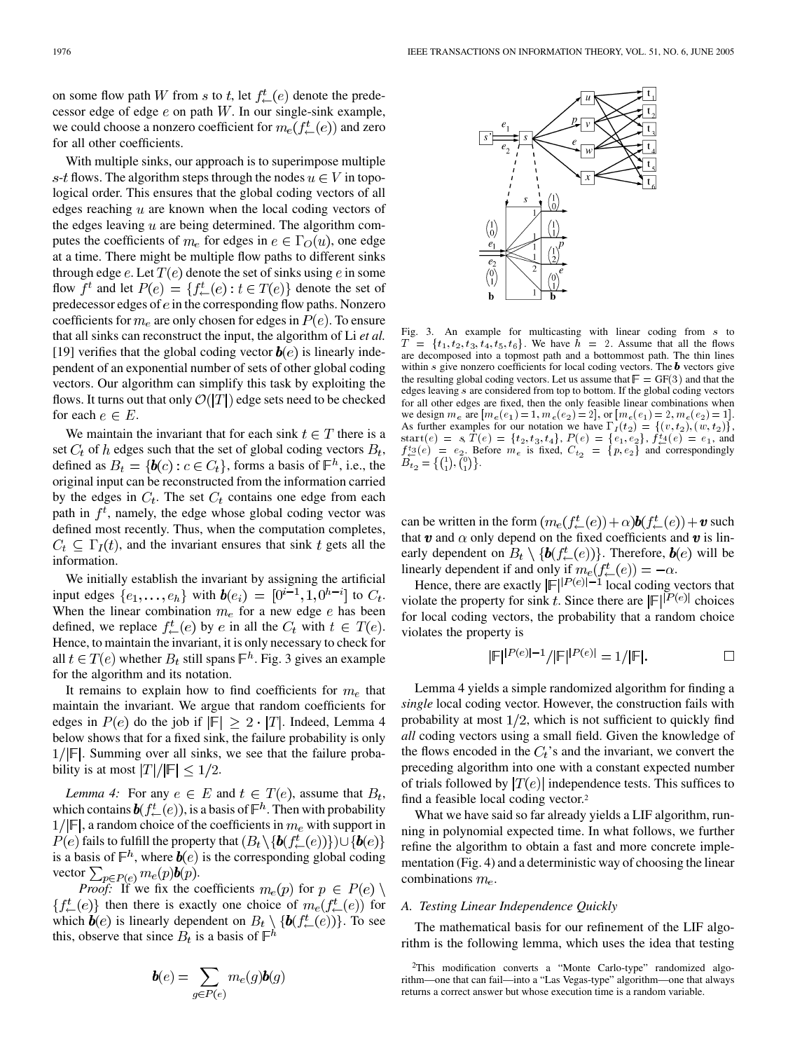on some flow path $W$ from $s$ to $t$, let $f^t_{\leftarrow}(e)$ denote the predecessor edge of edge $e$ on path $W$. In our single-sink example, we could choose a nonzero coefficient for $m_e(f^t_{\leftarrow}(e))$ and zero for all other coefficients.

With multiple sinks, our approach is to superimpose multiple $s$-$t$ flows. The algorithm steps through the nodes $u \in V$ in topological order. This ensures that the global coding vectors of all edges reaching $u$ are known when the local coding vectors of the edges leaving $u$ are being determined. The algorithm computes the coefficients of $m_e$ for edges in $e \in \Gamma_O(u)$, one edge at a time. There might be multiple flow paths to different sinks through edge $e$. Let $T(e)$ denote the set of sinks using $e$ in some flow $f^t$ and let $P(e) = \{f^t_{\leftarrow}(e) : t \in T(e)\}$ denote the set of predecessor edges of $e$ in the corresponding flow paths. Nonzero coefficients for $m_e$ are only chosen for edges in $P(e)$. To ensure that all sinks can reconstruct the input, the algorithm of Li *et al.* [19] verifies that the global coding vector $\boldsymbol{b}(e)$ is linearly independent of an exponential number of sets of other global coding vectors. Our algorithm can simplify this task by exploiting the flows. It turns out that only $\mathcal{O}(|T|)$ edge sets need to be checked for each $e \in E$.

We maintain the invariant that for each sink $t \in T$ there is a set $C_t$ of $h$ edges such that the set of global coding vectors $B_t$, defined as $B_t = \{\boldsymbol{b}(c) : c \in C_t\}$, forms a basis of $\mathbb{F}^h$, i.e., the original input can be reconstructed from the information carried by the edges in $C_t$. The set $C_t$ contains one edge from each path in $f^t$, namely, the edge whose global coding vector was defined most recently. Thus, when the computation completes, $C_t \subseteq \Gamma_I(t)$, and the invariant ensures that sink $t$ gets all the information.

We initially establish the invariant by assigning the artificial input edges $\{e_1, \ldots, e_h\}$ with $\boldsymbol{b}(e_i) = [0^{i-1}, 1, 0^{h-i}]$ to $C_t$. When the linear combination $m_e$ for a new edge $e$ has been defined, we replace $f^t_{\leftarrow}(e)$ by $e$ in all the $C_t$ with $t \in T(e)$. Hence, to maintain the invariant, it is only necessary to check for all $t \in T(e)$ whether $B_t$ still spans $\mathbb{F}^h$. Fig. 3 gives an example for the algorithm and its notation.

It remains to explain how to find coefficients for $m_e$ that maintain the invariant. We argue that random coefficients for edges in $P(e)$ do the job if $|\mathbb{F}| \geq 2 \cdot |T|$. Indeed, Lemma 4 below shows that for a fixed sink, the failure probability is only $1/|\mathbb{F}|$. Summing over all sinks, we see that the failure probability is at most $|T|/|\mathbb{F}| \leq 1/2$.

*Lemma 4:* For any $e \in E$ and $t \in T(e)$, assume that $B_t$, which contains $\boldsymbol{b}(f^t_{\leftarrow}(e))$, is a basis of $\mathbb{F}^h$. Then with probability $1/|\mathbb{F}|$, a random choice of the coefficients in $m_e$ with support in $P(e)$ fails to fulfill the property that $(B_t \setminus \{\boldsymbol{b}(f^t_{\leftarrow}(e))\}) \cup \{\boldsymbol{b}(e)\}$ is a basis of $\mathbb{F}^h$, where $\boldsymbol{b}(e)$ is the corresponding global coding vector $\sum_{p \in P(e)} m_e(p)\boldsymbol{b}(p)$.

*Proof:* If we fix the coefficients $m_e(p)$ for $p \in P(e) \setminus \{f^t_{\leftarrow}(e)\}$ then there is exactly one choice of $m_e(f^t_{\leftarrow}(e))$ for which $\boldsymbol{b}(e)$ is linearly dependent on $B_t \setminus \{\boldsymbol{b}(f^t_{\leftarrow}(e))\}$. To see this, observe that since $B_t$ is a basis of $\mathbb{F}^h$

$$\boldsymbol{b}(e) = \sum_{g \in P(e)} m_e(g)\boldsymbol{b}(g)$$

can be written in the form $(m_e(f^t_{\leftarrow}(e)) + \alpha)\boldsymbol{b}(f^t_{\leftarrow}(e)) + \boldsymbol{v}$ such that $\boldsymbol{v}$ and $\alpha$ only depend on the fixed coefficients and $\boldsymbol{v}$ is linearly dependent on $B_t \setminus \{\boldsymbol{b}(f^t_{\leftarrow}(e))\}$. Therefore, $\boldsymbol{b}(e)$ will be linearly dependent if and only if $m_e(f^t_{\leftarrow}(e)) = -\alpha$.

Hence, there are exactly $|\mathbb{F}|^{|P(e)|-1}$ local coding vectors that violate the property for sink $t$. Since there are $|\mathbb{F}|^{|P(e)|}$ choices for local coding vectors, the probability that a random choice violates the property is

$$|\mathbb{F}|^{|P(e)|-1}/|\mathbb{F}|^{|P(e)|} = 1/|\mathbb{F}|. \qquad \square$$

Fig. 3. An example for multicasting with linear coding from $s$ to $T = \{t_1, t_2, t_3, t_4, t_5, t_6\}$. We have $h = 2$. Assume that all the flows are decomposed into a topmost path and a bottommost path. The thin lines within $s$ give nonzero coefficients for local coding vectors. The $\boldsymbol{b}$ vectors give the resulting global coding vectors. Let us assume that $\mathbb{F} = \mathrm{GF}(3)$ and that the edges leaving $s$ are considered from top to bottom. If the global coding vectors for all other edges are fixed, then the only feasible linear combinations when we design $m_e$ are $[m_e(e_1) = 1, m_e(e_2) = 2]$, or $[m_e(e_1) = 2, m_e(e_2) = 1]$. As further examples for our notation we have $\Gamma_I(t_2) = \{(v, t_2), (w, t_2)\}$, $\mathrm{start}(e) = s$, $T(e) = \{t_2, t_3, t_4\}$, $P(e) = \{e_1, e_2\}$, $f^{t_4}_{\leftarrow}(e) = e_1$, and $f^{t_3}_{\leftarrow}(e) = e_2$. Before $m_e$ is fixed, $C_{t_2} = \{p, e_2\}$ and correspondingly $B_{t_2} = \{\binom{1}{1}, \binom{0}{1}\}$.

Lemma 4 yields a simple randomized algorithm for finding a *single* local coding vector. However, the construction fails with probability at most $1/2$, which is not sufficient to quickly find *all* coding vectors using a small field. Given the knowledge of the flows encoded in the $C_t$'s and the invariant, we convert the preceding algorithm into one with a constant expected number of trials followed by $|T(e)|$ independence tests. This suffices to find a feasible local coding vector.[2]

What we have said so far already yields a LIF algorithm, running in polynomial expected time. In what follows, we further refine the algorithm to obtain a fast and more concrete implementation (Fig. 4) and a deterministic way of choosing the linear combinations $m_e$.

### A. Testing Linear Independence Quickly

The mathematical basis for our refinement of the LIF algorithm is the following lemma, which uses the idea that testing

[2]This modification converts a "Monte Carlo-type" randomized algorithm—one that can fail—into a "Las Vegas-type" algorithm—one that always returns a correct answer but whose execution time is a random variable.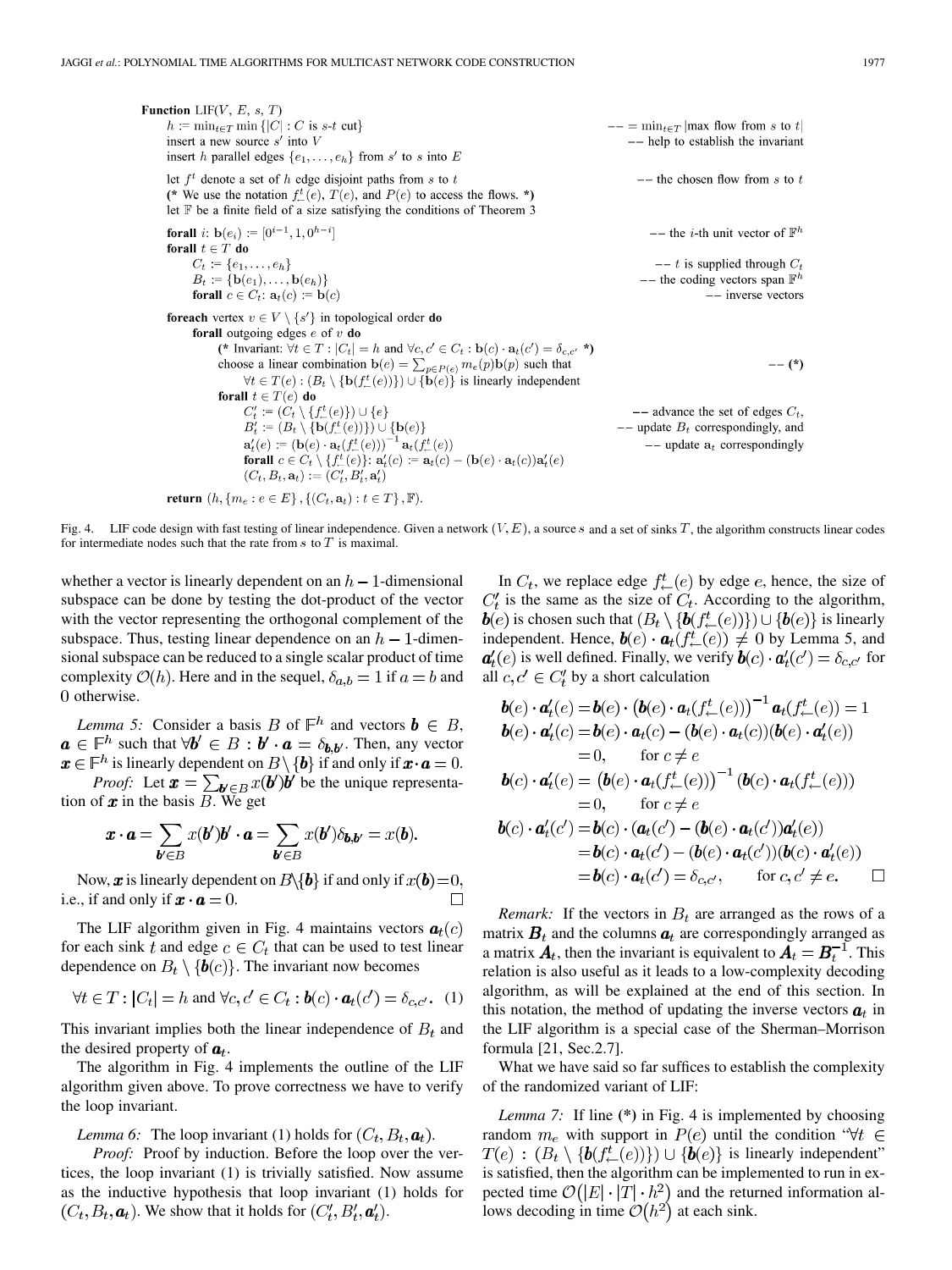```
Function LIF(V, E, s, T)
    h := min_{t∈T} min{|C| : C is s-t cut}                          -- = min_{t∈T} |max flow from s to t|
    insert a new source s' into V                                   -- help to establish the invariant
    insert h parallel edges {e_1, ..., e_h} from s' to s into E

    let f^t denote a set of h edge disjoint paths from s to t       -- the chosen flow from s to t
    (* We use the notation f^t_←(e), T(e), and P(e) to access the flows. *)
    let F be a finite field of a size satisfying the conditions of Theorem 3

    forall i: b(e_i) := [0^{i-1}, 1, 0^{h-i}]                       -- the i-th unit vector of F^h
    forall t ∈ T do
        C_t := {e_1, ..., e_h}                                      -- t is supplied through C_t
        B_t := {b(e_1), ..., b(e_h)}                                -- the coding vectors span F^h
        forall c ∈ C_t: a_t(c) := b(c)                              -- inverse vectors

    foreach vertex v ∈ V \ {s'} in topological order do
        forall outgoing edges e of v do
            (* Invariant: ∀t ∈ T : |C_t| = h and ∀c, c' ∈ C_t : b(c) · a_t(c') = δ_{c,c'} *)
            choose a linear combination b(e) = Σ_{p∈P(e)} m_e(p) b(p) such that       -- (*)
                ∀t ∈ T(e) : (B_t \ {b(f^t_←(e))}) ∪ {b(e)} is linearly independent
            forall t ∈ T(e) do
                C'_t := (C_t \ {f^t_←(e)}) ∪ {e}                    -- advance the set of edges C_t,
                B'_t := (B_t \ {b(f^t_←(e))}) ∪ {b(e)}              -- update B_t correspondingly, and
                a'_t(e) := (b(e) · a_t(f^t_←(e)))^{-1} a_t(f^t_←(e))  -- update a_t correspondingly
                forall c ∈ C_t \ {f^t_←(e)}: a'_t(c) := a_t(c) − (b(e) · a_t(c)) a'_t(e)
                (C_t, B_t, a_t) := (C'_t, B'_t, a'_t)

    return (h, {m_e : e ∈ E}, {(C_t, a_t) : t ∈ T}, F).
```

Fig. 4. LIF code design with fast testing of linear independence. Given a network $(V, E)$, a source $s$ and a set of sinks $T$, the algorithm constructs linear codes for intermediate nodes such that the rate from $s$ to $T$ is maximal.

whether a vector is linearly dependent on an $h-1$-dimensional subspace can be done by testing the dot-product of the vector with the vector representing the orthogonal complement of the subspace. Thus, testing linear dependence on an $h-1$-dimensional subspace can be reduced to a single scalar product of time complexity $\mathcal{O}(h)$. Here and in the sequel, $\delta_{a,b} = 1$ if $a = b$ and 0 otherwise.

*Lemma 5:* Consider a basis $B$ of $\mathbb{F}^h$ and vectors $\boldsymbol{b} \in B$, $\boldsymbol{a} \in \mathbb{F}^h$ such that $\forall \boldsymbol{b}' \in B : \boldsymbol{b}' \cdot \boldsymbol{a} = \delta_{\boldsymbol{b},\boldsymbol{b}'}$. Then, any vector $\boldsymbol{x} \in \mathbb{F}^h$ is linearly dependent on $B \setminus \{\boldsymbol{b}\}$ if and only if $\boldsymbol{x} \cdot \boldsymbol{a} = 0$.

*Proof:* Let $\boldsymbol{x} = \sum_{\boldsymbol{b}' \in B} x(\boldsymbol{b}')\boldsymbol{b}'$ be the unique representation of $\boldsymbol{x}$ in the basis $B$. We get

$$\boldsymbol{x} \cdot \boldsymbol{a} = \sum_{\boldsymbol{b}' \in B} x(\boldsymbol{b}')\boldsymbol{b}' \cdot \boldsymbol{a} = \sum_{\boldsymbol{b}' \in B} x(\boldsymbol{b}')\delta_{\boldsymbol{b},\boldsymbol{b}'} = x(\boldsymbol{b}).$$

Now, $\boldsymbol{x}$ is linearly dependent on $B \setminus \{\boldsymbol{b}\}$ if and only if $x(\boldsymbol{b}) = 0$, i.e., if and only if $\boldsymbol{x} \cdot \boldsymbol{a} = 0$. □

The LIF algorithm given in Fig. 4 maintains vectors $\boldsymbol{a}_t(c)$ for each sink $t$ and edge $c \in C_t$ that can be used to test linear dependence on $B_t \setminus \{\boldsymbol{b}(c)\}$. The invariant now becomes

$$\forall t \in T : |C_t| = h \text{ and } \forall c, c' \in C_t : \boldsymbol{b}(c) \cdot \boldsymbol{a}_t(c') = \delta_{c,c'}. \quad (1)$$

This invariant implies both the linear independence of $B_t$ and the desired property of $\boldsymbol{a}_t$.

The algorithm in Fig. 4 implements the outline of the LIF algorithm given above. To prove correctness we have to verify the loop invariant.

*Lemma 6:* The loop invariant (1) holds for $(C_t, B_t, \boldsymbol{a}_t)$.

*Proof:* Proof by induction. Before the loop over the vertices, the loop invariant (1) is trivially satisfied. Now assume as the inductive hypothesis that loop invariant (1) holds for $(C_t, B_t, \boldsymbol{a}_t)$. We show that it holds for $(C'_t, B'_t, \boldsymbol{a}'_t)$.

In $C_t$, we replace edge $f^t_{\leftarrow}(e)$ by edge $e$, hence, the size of $C'_t$ is the same as the size of $C_t$. According to the algorithm, $\boldsymbol{b}(e)$ is chosen such that $(B_t \setminus \{\boldsymbol{b}(f^t_{\leftarrow}(e))\}) \cup \{\boldsymbol{b}(e)\}$ is linearly independent. Hence, $\boldsymbol{b}(e) \cdot \boldsymbol{a}_t(f^t_{\leftarrow}(e)) \neq 0$ by Lemma 5, and $\boldsymbol{a}'_t(e)$ is well defined. Finally, we verify $\boldsymbol{b}(c) \cdot \boldsymbol{a}'_t(c') = \delta_{c,c'}$ for all $c, c' \in C'_t$ by a short calculation

$$\begin{aligned}
\boldsymbol{b}(e) \cdot \boldsymbol{a}'_t(e) &= \boldsymbol{b}(e) \cdot \left(\boldsymbol{b}(e) \cdot \boldsymbol{a}_t(f^t_{\leftarrow}(e))\right)^{-1} \boldsymbol{a}_t(f^t_{\leftarrow}(e)) = 1 \\
\boldsymbol{b}(e) \cdot \boldsymbol{a}'_t(c) &= \boldsymbol{b}(e) \cdot \boldsymbol{a}_t(c) - (\boldsymbol{b}(e) \cdot \boldsymbol{a}_t(c))(\boldsymbol{b}(e) \cdot \boldsymbol{a}'_t(e)) \\
&= 0, \qquad \text{for } c \neq e \\
\boldsymbol{b}(c) \cdot \boldsymbol{a}'_t(e) &= \left(\boldsymbol{b}(e) \cdot \boldsymbol{a}_t(f^t_{\leftarrow}(e))\right)^{-1} (\boldsymbol{b}(c) \cdot \boldsymbol{a}_t(f^t_{\leftarrow}(e))) \\
&= 0, \qquad \text{for } c \neq e \\
\boldsymbol{b}(c) \cdot \boldsymbol{a}'_t(c') &= \boldsymbol{b}(c) \cdot (\boldsymbol{a}_t(c') - (\boldsymbol{b}(e) \cdot \boldsymbol{a}_t(c'))\boldsymbol{a}'_t(e)) \\
&= \boldsymbol{b}(c) \cdot \boldsymbol{a}_t(c') - (\boldsymbol{b}(e) \cdot \boldsymbol{a}_t(c'))(\boldsymbol{b}(c) \cdot \boldsymbol{a}'_t(e)) \\
&= \boldsymbol{b}(c) \cdot \boldsymbol{a}_t(c') = \delta_{c,c'}, \qquad \text{for } c, c' \neq e.
\end{aligned}$$

□

*Remark:* If the vectors in $B_t$ are arranged as the rows of a matrix $\boldsymbol{B}_t$ and the columns $\boldsymbol{a}_t$ are correspondingly arranged as a matrix $\boldsymbol{A}_t$, then the invariant is equivalent to $\boldsymbol{A}_t = \boldsymbol{B}_t^{-1}$. This relation is also useful as it leads to a low-complexity decoding algorithm, as will be explained at the end of this section. In this notation, the method of updating the inverse vectors $\boldsymbol{a}_t$ in the LIF algorithm is a special case of the Sherman–Morrison formula [21, Sec.2.7].

What we have said so far suffices to establish the complexity of the randomized variant of LIF:

*Lemma 7:* If line **(*)** in Fig. 4 is implemented by choosing random $m_e$ with support in $P(e)$ until the condition "$\forall t \in T(e) : (B_t \setminus \{\boldsymbol{b}(f^t_{\leftarrow}(e))\}) \cup \{\boldsymbol{b}(e)\}$ is linearly independent" is satisfied, then the algorithm can be implemented to run in expected time $\mathcal{O}(|E| \cdot |T| \cdot h^2)$ and the returned information allows decoding in time $\mathcal{O}(h^2)$ at each sink.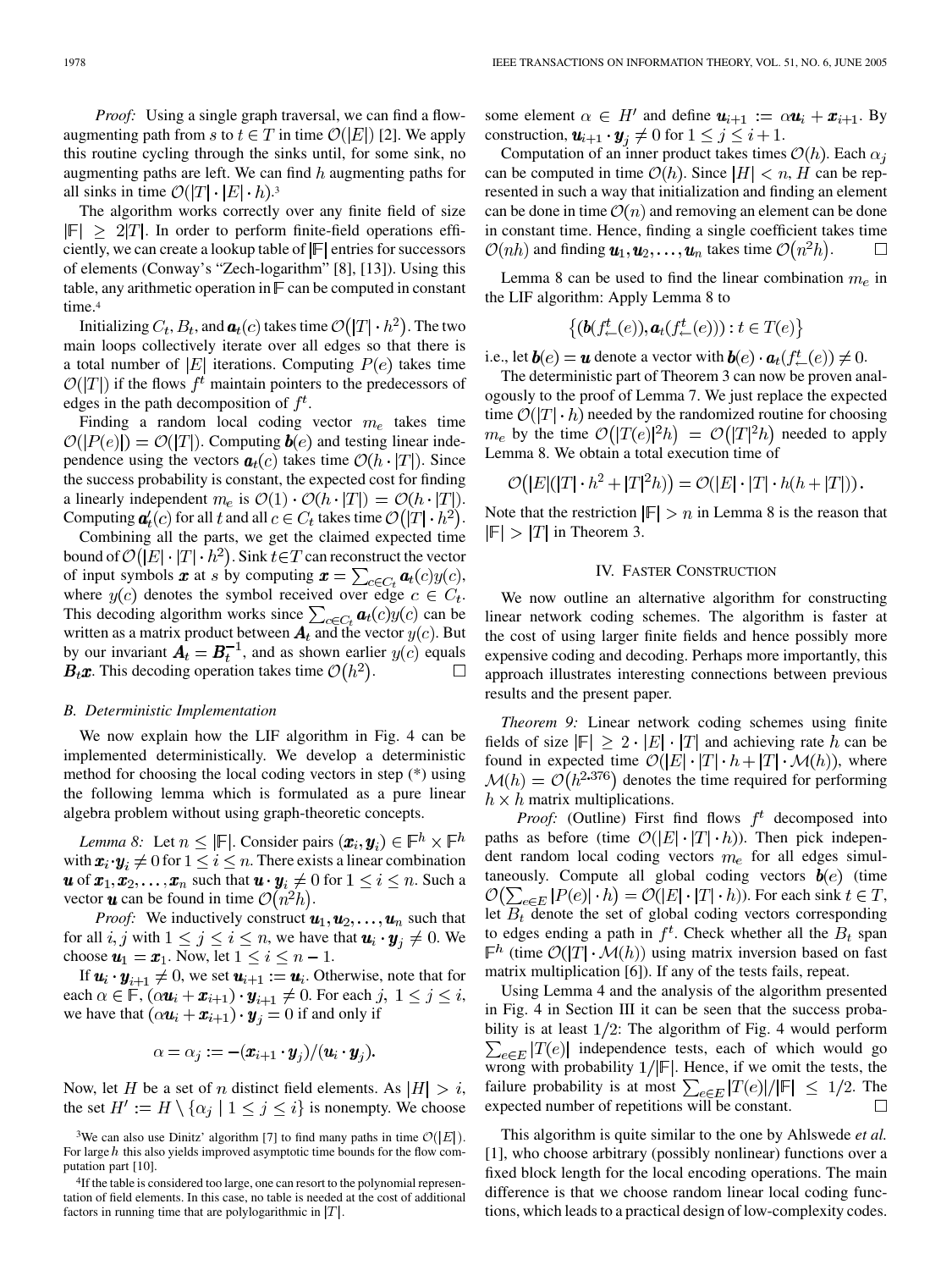*Proof:* Using a single graph traversal, we can find a flow-augmenting path from $s$ to $t \in T$ in time $\mathcal{O}(|E|)$ [2]. We apply this routine cycling through the sinks until, for some sink, no augmenting paths are left. We can find $h$ augmenting paths for all sinks in time $\mathcal{O}(|T| \cdot |E| \cdot h)$.[3]

The algorithm works correctly over any finite field of size $|\mathbb{F}| \geq 2|T|$. In order to perform finite-field operations efficiently, we can create a lookup table of $|\mathbb{F}|$ entries for successors of elements (Conway's "Zech-logarithm" [8], [13]). Using this table, any arithmetic operation in $\mathbb{F}$ can be computed in constant time.[4]

Initializing $C_t$, $B_t$, and $\boldsymbol{a}_t(c)$ takes time $\mathcal{O}(|T| \cdot h^2)$. The two main loops collectively iterate over all edges so that there is a total number of $|E|$ iterations. Computing $P(e)$ takes time $\mathcal{O}(|T|)$ if the flows $f^t$ maintain pointers to the predecessors of edges in the path decomposition of $f^t$.

Finding a random local coding vector $m_e$ takes time $\mathcal{O}(|P(e)|) = \mathcal{O}(|T|)$. Computing $\boldsymbol{b}(e)$ and testing linear independence using the vectors $\boldsymbol{a}_t(c)$ takes time $\mathcal{O}(h \cdot |T|)$. Since the success probability is constant, the expected cost for finding a linearly independent $m_e$ is $\mathcal{O}(1) \cdot \mathcal{O}(h \cdot |T|) = \mathcal{O}(h \cdot |T|)$. Computing $\boldsymbol{a}_t'(c)$ for all $t$ and all $c \in C_t$ takes time $\mathcal{O}(|T| \cdot h^2)$.

Combining all the parts, we get the claimed expected time bound of $\mathcal{O}(|E| \cdot |T| \cdot h^2)$. Sink $t \in T$ can reconstruct the vector of input symbols $\boldsymbol{x}$ at $s$ by computing $\boldsymbol{x} = \sum_{c \in C_t} \boldsymbol{a}_t(c) y(c)$, where $y(c)$ denotes the symbol received over edge $c \in C_t$. This decoding algorithm works since $\sum_{c \in C_t} \boldsymbol{a}_t(c) y(c)$ can be written as a matrix product between $\boldsymbol{A}_t$ and the vector $y(c)$. But by our invariant $\boldsymbol{A}_t = \boldsymbol{B}_t^{-1}$, and as shown earlier $y(c)$ equals $\boldsymbol{B}_t \boldsymbol{x}$. This decoding operation takes time $\mathcal{O}(h^2)$. □

### B. Deterministic Implementation

We now explain how the LIF algorithm in Fig. 4 can be implemented deterministically. We develop a deterministic method for choosing the local coding vectors in step (*) using the following lemma which is formulated as a pure linear algebra problem without using graph-theoretic concepts.

*Lemma 8:* Let $n \leq |\mathbb{F}|$. Consider pairs $(\boldsymbol{x}_i, \boldsymbol{y}_i) \in \mathbb{F}^h \times \mathbb{F}^h$ with $\boldsymbol{x}_i \cdot \boldsymbol{y}_i \neq 0$ for $1 \leq i \leq n$. There exists a linear combination $\boldsymbol{u}$ of $\boldsymbol{x}_1, \boldsymbol{x}_2, \ldots, \boldsymbol{x}_n$ such that $\boldsymbol{u} \cdot \boldsymbol{y}_i \neq 0$ for $1 \leq i \leq n$. Such a vector $\boldsymbol{u}$ can be found in time $\mathcal{O}(n^2 h)$.

*Proof:* We inductively construct $\boldsymbol{u}_1, \boldsymbol{u}_2, \ldots, \boldsymbol{u}_n$ such that for all $i, j$ with $1 \leq j \leq i \leq n$, we have that $\boldsymbol{u}_i \cdot \boldsymbol{y}_j \neq 0$. We choose $\boldsymbol{u}_1 = \boldsymbol{x}_1$. Now, let $1 \leq i \leq n-1$.

If $\boldsymbol{u}_i \cdot \boldsymbol{y}_{i+1} \neq 0$, we set $\boldsymbol{u}_{i+1} := \boldsymbol{u}_i$. Otherwise, note that for each $\alpha \in \mathbb{F}$, $(\alpha \boldsymbol{u}_i + \boldsymbol{x}_{i+1}) \cdot \boldsymbol{y}_{i+1} \neq 0$. For each $j$, $1 \leq j \leq i$, we have that $(\alpha \boldsymbol{u}_i + \boldsymbol{x}_{i+1}) \cdot \boldsymbol{y}_j = 0$ if and only if

$$\alpha = \alpha_j := -(\boldsymbol{x}_{i+1} \cdot \boldsymbol{y}_j)/(\boldsymbol{u}_i \cdot \boldsymbol{y}_j).$$

Now, let $H$ be a set of $n$ distinct field elements. As $|H| > i$, the set $H' := H \setminus \{\alpha_j \mid 1 \leq j \leq i\}$ is nonempty. We choose some element $\alpha \in H'$ and define $\boldsymbol{u}_{i+1} := \alpha \boldsymbol{u}_i + \boldsymbol{x}_{i+1}$. By construction, $\boldsymbol{u}_{i+1} \cdot \boldsymbol{y}_j \neq 0$ for $1 \leq j \leq i+1$.

Computation of an inner product takes times $\mathcal{O}(h)$. Each $\alpha_j$ can be computed in time $\mathcal{O}(h)$. Since $|H| < n$, $H$ can be represented in such a way that initialization and finding an element can be done in time $\mathcal{O}(n)$ and removing an element can be done in constant time. Hence, finding a single coefficient takes time $\mathcal{O}(nh)$ and finding $\boldsymbol{u}_1, \boldsymbol{u}_2, \ldots, \boldsymbol{u}_n$ takes time $\mathcal{O}(n^2 h)$. □

Lemma 8 can be used to find the linear combination $m_e$ in the LIF algorithm: Apply Lemma 8 to

$$\{(\boldsymbol{b}(f_{\leftarrow}^t(e)), \boldsymbol{a}_t(f_{\leftarrow}^t(e))) : t \in T(e)\}$$

i.e., let $\boldsymbol{b}(e) = \boldsymbol{u}$ denote a vector with $\boldsymbol{b}(e) \cdot \boldsymbol{a}_t(f_{\leftarrow}^t(e)) \neq 0$.

The deterministic part of Theorem 3 can now be proven analogously to the proof of Lemma 7. We just replace the expected time $\mathcal{O}(|T| \cdot h)$ needed by the randomized routine for choosing $m_e$ by the time $\mathcal{O}(|T(e)|^2 h) = \mathcal{O}(|T|^2 h)$ needed to apply Lemma 8. We obtain a total execution time of

$$\mathcal{O}(|E|(|T| \cdot h^2 + |T|^2 h)) = \mathcal{O}(|E| \cdot |T| \cdot h(h + |T|)).$$

Note that the restriction $|\mathbb{F}| > n$ in Lemma 8 is the reason that $|\mathbb{F}| > |T|$ in Theorem 3.

## IV. Faster Construction

We now outline an alternative algorithm for constructing linear network coding schemes. The algorithm is faster at the cost of using larger finite fields and hence possibly more expensive coding and decoding. Perhaps more importantly, this approach illustrates interesting connections between previous results and the present paper.

*Theorem 9:* Linear network coding schemes using finite fields of size $|\mathbb{F}| \geq 2 \cdot |E| \cdot |T|$ and achieving rate $h$ can be found in expected time $\mathcal{O}(|E| \cdot |T| \cdot h + |T| \cdot \mathcal{M}(h))$, where $\mathcal{M}(h) = \mathcal{O}(h^{2.376})$ denotes the time required for performing $h \times h$ matrix multiplications.

*Proof:* (Outline) First find flows $f^t$ decomposed into paths as before (time $\mathcal{O}(|E| \cdot |T| \cdot h)$). Then pick independent random local coding vectors $m_e$ for all edges simultaneously. Compute all global coding vectors $\boldsymbol{b}(e)$ (time $\mathcal{O}(\sum_{e \in E} |P(e)| \cdot h) = \mathcal{O}(|E| \cdot |T| \cdot h)$). For each sink $t \in T$, let $B_t$ denote the set of global coding vectors corresponding to edges ending a path in $f^t$. Check whether all the $B_t$ span $\mathbb{F}^h$ (time $\mathcal{O}(|T| \cdot \mathcal{M}(h))$ using matrix inversion based on fast matrix multiplication [6]). If any of the tests fails, repeat.

Using Lemma 4 and the analysis of the algorithm presented in Fig. 4 in Section III it can be seen that the success probability is at least $1/2$: The algorithm of Fig. 4 would perform $\sum_{e \in E} |T(e)|$ independence tests, each of which would go wrong with probability $1/|\mathbb{F}|$. Hence, if we omit the tests, the failure probability is at most $\sum_{e \in E} |T(e)|/|\mathbb{F}| \leq 1/2$. The expected number of repetitions will be constant. □

This algorithm is quite similar to the one by Ahlswede *et al.* [1], who choose arbitrary (possibly nonlinear) functions over a fixed block length for the local encoding operations. The main difference is that we choose random linear local coding functions, which leads to a practical design of low-complexity codes.

[3] We can also use Dinitz' algorithm [7] to find many paths in time $\mathcal{O}(|E|)$. For large $h$ this also yields improved asymptotic time bounds for the flow computation part [10].

[4] If the table is considered too large, one can resort to the polynomial representation of field elements. In this case, no table is needed at the cost of additional factors in running time that are polylogarithmic in $|T|$.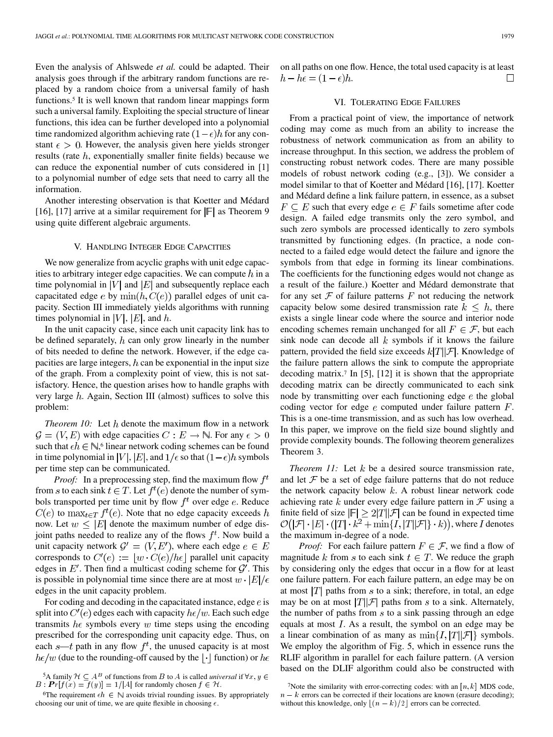Even the analysis of Ahlswede *et al.* could be adapted. Their analysis goes through if the arbitrary random functions are replaced by a random choice from a universal family of hash functions.[5] It is well known that random linear mappings form such a universal family. Exploiting the special structure of linear functions, this idea can be further developed into a polynomial time randomized algorithm achieving rate $(1-\epsilon)h$ for any constant $\epsilon > 0$. However, the analysis given here yields stronger results (rate $h$, exponentially smaller finite fields) because we can reduce the exponential number of cuts considered in [1] to a polynomial number of edge sets that need to carry all the information.

Another interesting observation is that Koetter and Médard [16], [17] arrive at a similar requirement for $|\mathbb{F}|$ as Theorem 9 using quite different algebraic arguments.

## V. Handling Integer Edge Capacities

We now generalize from acyclic graphs with unit edge capacities to arbitrary integer edge capacities. We can compute $h$ in a time polynomial in $|V|$ and $|E|$ and subsequently replace each capacitated edge $e$ by $\min(h, C(e))$ parallel edges of unit capacity. Section III immediately yields algorithms with running times polynomial in $|V|$, $|E|$, and $h$.

In the unit capacity case, since each unit capacity link has to be defined separately, $h$ can only grow linearly in the number of bits needed to define the network. However, if the edge capacities are large integers, $h$ can be exponential in the input size of the graph. From a complexity point of view, this is not satisfactory. Hence, the question arises how to handle graphs with very large $h$. Again, Section III (almost) suffices to solve this problem:

*Theorem 10:* Let $h$ denote the maximum flow in a network $\mathcal{G} = (V, E)$ with edge capacities $C : E \rightarrow \mathbb{N}$. For any $\epsilon > 0$ such that $\epsilon h \in \mathbb{N}$,[6] linear network coding schemes can be found in time polynomial in $|V|$, $|E|$, and $1/\epsilon$ so that $(1-\epsilon)h$ symbols per time step can be communicated.

*Proof:* In a preprocessing step, find the maximum flow $f^t$ from $s$ to each sink $t \in T$. Let $f^t(e)$ denote the number of symbols transported per time unit by flow $f^t$ over edge $e$. Reduce $C(e)$ to $\max_{t \in T} f^t(e)$. Note that no edge capacity exceeds $h$ now. Let $w \leq |E|$ denote the maximum number of edge disjoint paths needed to realize any of the flows $f^t$. Now build a unit capacity network $\mathcal{G}' = (V, E')$, where each edge $e \in E$ corresponds to $C'(e) := \lfloor w \cdot C(e)/h\epsilon \rfloor$ parallel unit capacity edges in $E'$. Then find a multicast coding scheme for $\mathcal{G}'$. This is possible in polynomial time since there are at most $w \cdot |E|/\epsilon$ edges in the unit capacity problem.

For coding and decoding in the capacitated instance, edge $e$ is split into $C'(e)$ edges each with capacity $h\epsilon/w$. Each such edge transmits $h\epsilon$ symbols every $w$ time steps using the encoding prescribed for the corresponding unit capacity edge. Thus, on each $s$—$t$ path in any flow $f^t$, the unused capacity is at most $h\epsilon/w$ (due to the rounding-off caused by the $\lfloor \cdot \rfloor$ function) or $h\epsilon$ on all paths on one flow. Hence, the total used capacity is at least $h - h\epsilon = (1-\epsilon)h$. $\square$

## VI. Tolerating Edge Failures

From a practical point of view, the importance of network coding may come as much from an ability to increase the robustness of network communication as from an ability to increase throughput. In this section, we address the problem of constructing robust network codes. There are many possible models of robust network coding (e.g., [3]). We consider a model similar to that of Koetter and Médard [16], [17]. Koetter and Médard define a link failure pattern, in essence, as a subset $F \subseteq E$ such that every edge $e \in F$ fails sometime after code design. A failed edge transmits only the zero symbol, and such zero symbols are processed identically to zero symbols transmitted by functioning edges. (In practice, a node connected to a failed edge would detect the failure and ignore the symbols from that edge in forming its linear combinations. The coefficients for the functioning edges would not change as a result of the failure.) Koetter and Médard demonstrate that for any set $\mathcal{F}$ of failure patterns $F$ not reducing the network capacity below some desired transmission rate $k \leq h$, there exists a single linear code where the source and interior node encoding schemes remain unchanged for all $F \in \mathcal{F}$, but each sink node can decode all $k$ symbols if it knows the failure pattern, provided the field size exceeds $k|T||\mathcal{F}|$. Knowledge of the failure pattern allows the sink to compute the appropriate decoding matrix.[7] In [5], [12] it is shown that the appropriate decoding matrix can be directly communicated to each sink node by transmitting over each functioning edge $e$ the global coding vector for edge $e$ computed under failure pattern $F$. This is a one-time transmission, and as such has low overhead. In this paper, we improve on the field size bound slightly and provide complexity bounds. The following theorem generalizes Theorem 3.

*Theorem 11:* Let $k$ be a desired source transmission rate, and let $\mathcal{F}$ be a set of edge failure patterns that do not reduce the network capacity below $k$. A robust linear network code achieving rate $k$ under every edge failure pattern in $\mathcal{F}$ using a finite field of size $|\mathbb{F}| \geq 2|T||\mathcal{F}|$ can be found in expected time $\mathcal{O}\big(|\mathcal{F}| \cdot |E| \cdot (|T| \cdot k^2 + \min\{I, |T||\mathcal{F}|\} \cdot k)\big)$, where $I$ denotes the maximum in-degree of a node.

*Proof:* For each failure pattern $F \in \mathcal{F}$, we find a flow of magnitude $k$ from $s$ to each sink $t \in T$. We reduce the graph by considering only the edges that occur in a flow for at least one failure pattern. For each failure pattern, an edge may be on at most $|T|$ paths from $s$ to a sink; therefore, in total, an edge may be on at most $|T||\mathcal{F}|$ paths from $s$ to a sink. Alternately, the number of paths from $s$ to a sink passing through an edge equals at most $I$. As a result, the symbol on an edge may be a linear combination of as many as $\min\{I, |T||\mathcal{F}|\}$ symbols. We employ the algorithm of Fig. 5, which in essence runs the RLIF algorithm in parallel for each failure pattern. (A version based on the DLIF algorithm could also be constructed with

[5] A family $\mathcal{H} \subseteq A^B$ of functions from $B$ to $A$ is called *universal* if $\forall x, y \in B$ : $\boldsymbol{P}r[f(x) = f(y)] = 1/|A|$ for randomly chosen $f \in \mathcal{H}$.

[6] The requirement $\epsilon h \in \mathbb{N}$ avoids trivial rounding issues. By appropriately choosing our unit of time, we are quite flexible in choosing $\epsilon$.

[7] Note the similarity with error-correcting codes: with an $[n, k]$ MDS code, $n - k$ errors can be corrected if their locations are known (erasure decoding); without this knowledge, only $\lfloor (n-k)/2 \rfloor$ errors can be corrected.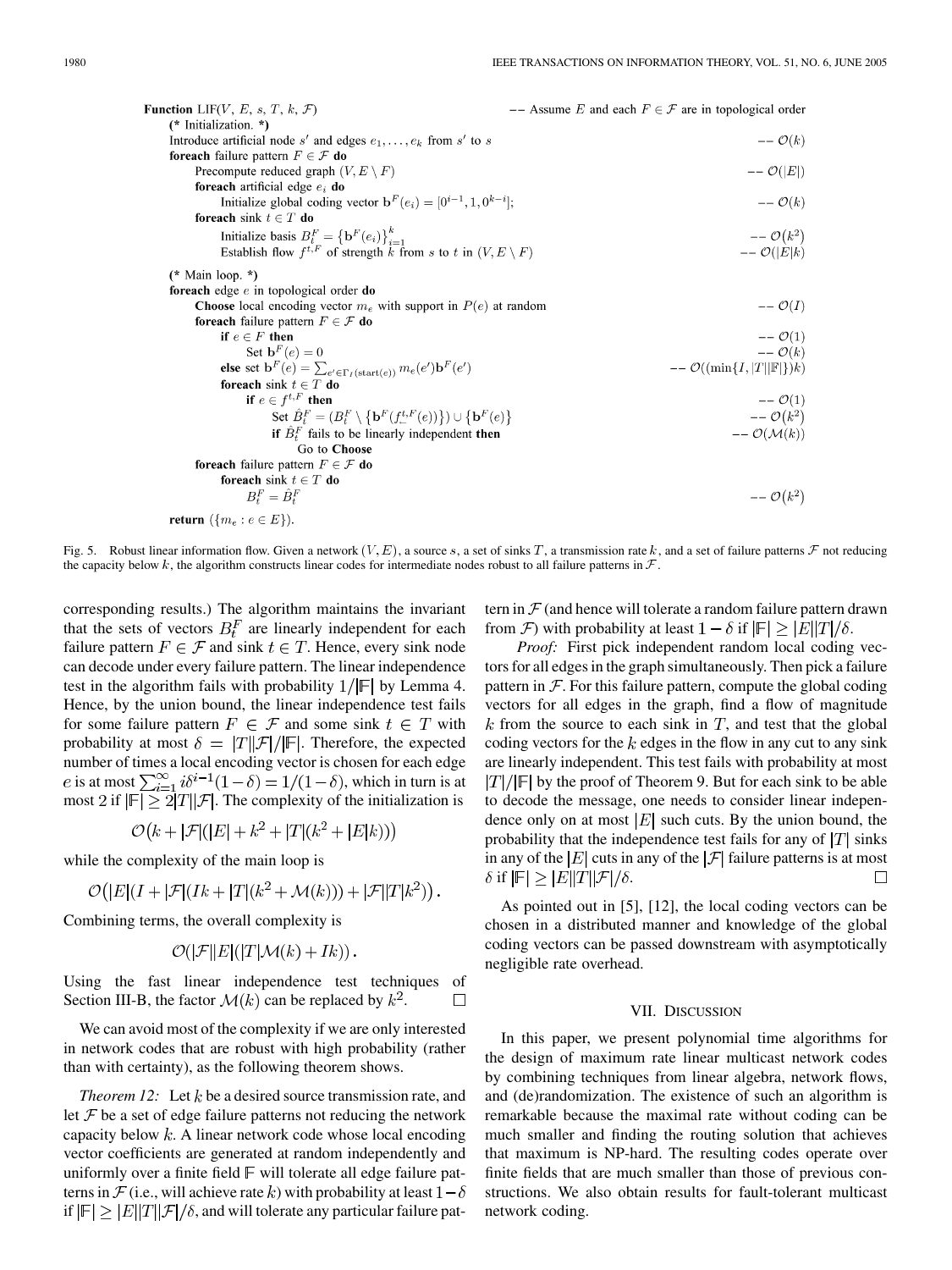```
Function LIF(V, E, s, T, k, 𝓕)                                    -- Assume E and each F ∈ 𝓕 are in topological order
  (* Initialization. *)
  Introduce artificial node s' and edges e_1, ..., e_k from s' to s                          -- O(k)
  foreach failure pattern F ∈ 𝓕 do
    Precompute reduced graph (V, E \ F)                                                      -- O(|E|)
    foreach artificial edge e_i do
      Initialize global coding vector b^F(e_i) = [0^{i-1}, 1, 0^{k-i}];                      -- O(k)
    foreach sink t ∈ T do
      Initialize basis B_t^F = {b^F(e_i)}_{i=1}^k                                            -- O(k^2)
      Establish flow f^{t,F} of strength k from s to t in (V, E \ F)                         -- O(|E|k)
  (* Main loop. *)
  foreach edge e in topological order do
    Choose local encoding vector m_e with support in P(e) at random                          -- O(I)
    foreach failure pattern F ∈ 𝓕 do
      if e ∈ F then                                                                          -- O(1)
        Set b^F(e) = 0                                                                       -- O(k)
      else set b^F(e) = Σ_{e' ∈ Γ_I(start(e))} m_e(e') b^F(e')                               -- O((min{I, |T||𝔽|})k)
      foreach sink t ∈ T do
        if e ∈ f^{t,F} then                                                                  -- O(1)
          Set B̂_t^F = (B_t^F \ {b^F(f_←^{t,F}(e))}) ∪ {b^F(e)}                               -- O(k^2)
          if B̂_t^F fails to be linearly independent then                                     -- O(M(k))
            Go to Choose
  foreach failure pattern F ∈ 𝓕 do
    foreach sink t ∈ T do
      B_t^F = B̂_t^F                                                                          -- O(k^2)
  return ({m_e : e ∈ E}).
```

Fig. 5. Robust linear information flow. Given a network $(V, E)$, a source $s$, a set of sinks $T$, a transmission rate $k$, and a set of failure patterns $\mathcal{F}$ not reducing the capacity below $k$, the algorithm constructs linear codes for intermediate nodes robust to all failure patterns in $\mathcal{F}$.

corresponding results.) The algorithm maintains the invariant that the sets of vectors $B_t^F$ are linearly independent for each failure pattern $F \in \mathcal{F}$ and sink $t \in T$. Hence, every sink node can decode under every failure pattern. The linear independence test in the algorithm fails with probability $1/|\mathbb{F}|$ by Lemma 4. Hence, by the union bound, the linear independence test fails for some failure pattern $F \in \mathcal{F}$ and some sink $t \in T$ with probability at most $\delta = |T||\mathcal{F}|/|\mathbb{F}|$. Therefore, the expected number of times a local encoding vector is chosen for each edge $e$ is at most $\sum_{i=1}^{\infty} i\delta^{i-1}(1-\delta) = 1/(1-\delta)$, which in turn is at most 2 if $|\mathbb{F}| \geq 2|T||\mathcal{F}|$. The complexity of the initialization is

$$\mathcal{O}\big(k + |\mathcal{F}|(|E| + k^2 + |T|(k^2 + |E|k))\big)$$

while the complexity of the main loop is

$$\mathcal{O}\big(|E|(I + |\mathcal{F}|(Ik + |T|(k^2 + \mathcal{M}(k))) + |\mathcal{F}||T|k^2)\big).$$

Combining terms, the overall complexity is

$$\mathcal{O}(|\mathcal{F}||E|(|T|\mathcal{M}(k) + Ik)).$$

Using the fast linear independence test techniques of Section III-B, the factor $\mathcal{M}(k)$ can be replaced by $k^2$. □

We can avoid most of the complexity if we are only interested in network codes that are robust with high probability (rather than with certainty), as the following theorem shows.

*Theorem 12:* Let $k$ be a desired source transmission rate, and let $\mathcal{F}$ be a set of edge failure patterns not reducing the network capacity below $k$. A linear network code whose local encoding vector coefficients are generated at random independently and uniformly over a finite field $\mathbb{F}$ will tolerate all edge failure patterns in $\mathcal{F}$ (i.e., will achieve rate $k$) with probability at least $1-\delta$ if $|\mathbb{F}| \geq |E||T||\mathcal{F}|/\delta$, and will tolerate any particular failure pattern in $\mathcal{F}$ (and hence will tolerate a random failure pattern drawn from $\mathcal{F}$) with probability at least $1-\delta$ if $|\mathbb{F}| \geq |E||T|/\delta$.

*Proof:* First pick independent random local coding vectors for all edges in the graph simultaneously. Then pick a failure pattern in $\mathcal{F}$. For this failure pattern, compute the global coding vectors for all edges in the graph, find a flow of magnitude $k$ from the source to each sink in $T$, and test that the global coding vectors for the $k$ edges in the flow in any cut to any sink are linearly independent. This test fails with probability at most $|T|/|\mathbb{F}|$ by the proof of Theorem 9. But for each sink to be able to decode the message, one needs to consider linear independence only on at most $|E|$ such cuts. By the union bound, the probability that the independence test fails for any of $|T|$ sinks in any of the $|E|$ cuts in any of the $|\mathcal{F}|$ failure patterns is at most $\delta$ if $|\mathbb{F}| \geq |E||T||\mathcal{F}|/\delta$. □

As pointed out in [5], [12], the local coding vectors can be chosen in a distributed manner and knowledge of the global coding vectors can be passed downstream with asymptotically negligible rate overhead.

## VII. Discussion

In this paper, we present polynomial time algorithms for the design of maximum rate linear multicast network codes by combining techniques from linear algebra, network flows, and (de)randomization. The existence of such an algorithm is remarkable because the maximal rate without coding can be much smaller and finding the routing solution that achieves that maximum is NP-hard. The resulting codes operate over finite fields that are much smaller than those of previous constructions. We also obtain results for fault-tolerant multicast network coding.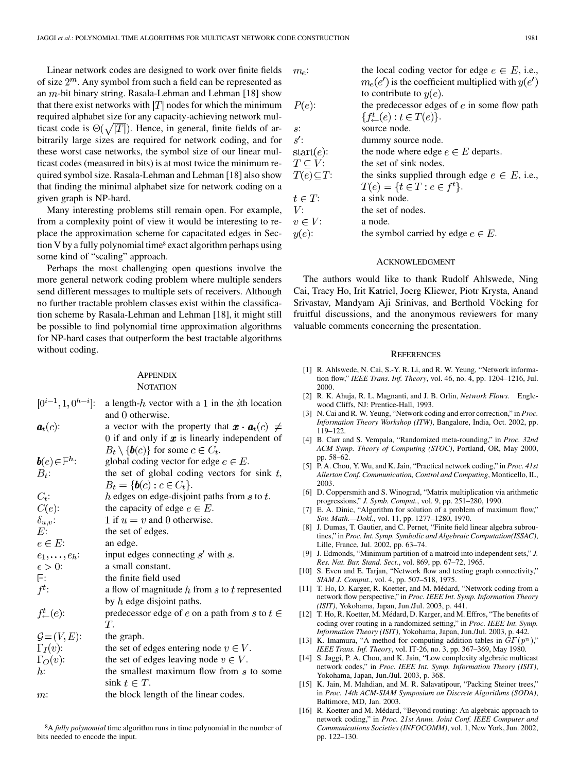Linear network codes are designed to work over finite fields of size $2^m$. Any symbol from such a field can be represented as an $m$-bit binary string. Rasala-Lehman and Lehman [18] show that there exist networks with $|T|$ nodes for which the minimum required alphabet size for any capacity-achieving network multicast code is $\Theta(\sqrt{|T|})$. Hence, in general, finite fields of arbitrarily large sizes are required for network coding, and for these worst case networks, the symbol size of our linear multicast codes (measured in bits) is at most twice the minimum required symbol size. Rasala-Lehman and Lehman [18] also show that finding the minimal alphabet size for network coding on a given graph is NP-hard.

Many interesting problems still remain open. For example, from a complexity point of view it would be interesting to replace the approximation scheme for capacitated edges in Section V by a fully polynomial time[8] exact algorithm perhaps using some kind of "scaling" approach.

Perhaps the most challenging open questions involve the more general network coding problem where multiple senders send different messages to multiple sets of receivers. Although no further tractable problem classes exist within the classification scheme by Rasala-Lehman and Lehman [18], it might still be possible to find polynomial time approximation algorithms for NP-hard cases that outperform the best tractable algorithms without coding.

## Appendix
### Notation

| | |
|---|---|
| $[0^{i-1}, 1, 0^{h-i}]$: | a length-$h$ vector with a 1 in the $i$th location and 0 otherwise. |
| $\boldsymbol{a}_t(c)$: | a vector with the property that $\boldsymbol{x} \cdot \boldsymbol{a}_t(c) \neq 0$ if and only if $\boldsymbol{x}$ is linearly independent of $B_t \setminus \{\boldsymbol{b}(c)\}$ for some $c \in C_t$. |
| $\boldsymbol{b}(e) \in \mathbb{F}^h$: | global coding vector for edge $e \in E$. |
| $B_t$: | the set of global coding vectors for sink $t$, $B_t = \{\boldsymbol{b}(c) : c \in C_t\}$. |
| $C_t$: | $h$ edges on edge-disjoint paths from $s$ to $t$. |
| $C(e)$: | the capacity of edge $e \in E$. |
| $\delta_{u,v}$: | 1 if $u = v$ and 0 otherwise. |
| $E$: | the set of edges. |
| $e \in E$: | an edge. |
| $e_1, \ldots, e_h$: | input edges connecting $s'$ with $s$. |
| $\epsilon > 0$: | a small constant. |
| $\mathbb{F}$: | the finite field used |
| $f^t$: | a flow of magnitude $h$ from $s$ to $t$ represented by $h$ edge disjoint paths. |
| $f^t_{\leftarrow}(e)$: | predecessor edge of $e$ on a path from $s$ to $t \in T$. |
| $\mathcal{G} = (V, E)$: | the graph. |
| $\Gamma_I(v)$: | the set of edges entering node $v \in V$. |
| $\Gamma_O(v)$: | the set of edges leaving node $v \in V$. |
| $h$: | the smallest maximum flow from $s$ to some sink $t \in T$. |
| $m$: | the block length of the linear codes. |
| $m_e$: | the local coding vector for edge $e \in E$, i.e., $m_e(e')$ is the coefficient multiplied with $y(e')$ to contribute to $y(e)$. |
| $P(e)$: | the predecessor edges of $e$ in some flow path $\{f^t_{\leftarrow}(e) : t \in T(e)\}$. |
| $s$: | source node. |
| $s'$: | dummy source node. |
| $\text{start}(e)$: | the node where edge $e \in E$ departs. |
| $T \subseteq V$: | the set of sink nodes. |
| $T(e) \subseteq T$: | the sinks supplied through edge $e \in E$, i.e., $T(e) = \{t \in T : e \in f^t\}$. |
| $t \in T$: | a sink node. |
| $V$: | the set of nodes. |
| $v \in V$: | a node. |
| $y(e)$: | the symbol carried by edge $e \in E$. |

[8]A *fully polynomial* time algorithm runs in time polynomial in the number of bits needed to encode the input.

## Acknowledgment

The authors would like to thank Rudolf Ahlswede, Ning Cai, Tracy Ho, Irit Katriel, Joerg Kliewer, Piotr Krysta, Anand Srivastav, Mandyam Aji Srinivas, and Berthold Vöcking for fruitful discussions, and the anonymous reviewers for many valuable comments concerning the presentation.

## References

[1] R. Ahlswede, N. Cai, S.-Y. R. Li, and R. W. Yeung, "Network information flow," *IEEE Trans. Inf. Theory*, vol. 46, no. 4, pp. 1204–1216, Jul. 2000.

[2] R. K. Ahuja, R. L. Magnanti, and J. B. Orlin, *Network Flows*. Englewood Cliffs, NJ: Prentice-Hall, 1993.

[3] N. Cai and R. W. Yeung, "Network coding and error correction," in *Proc. Information Theory Workshop (ITW)*, Bangalore, India, Oct. 2002, pp. 119–122.

[4] B. Carr and S. Vempala, "Randomized meta-rounding," in *Proc. 32nd ACM Symp. Theory of Computing (STOC)*, Portland, OR, May 2000, pp. 58–62.

[5] P. A. Chou, Y. Wu, and K. Jain, "Practical network coding," in *Proc. 41st Allerton Conf. Communication, Control and Computing*, Monticello, IL, 2003.

[6] D. Coppersmith and S. Winograd, "Matrix multiplication via arithmetic progressions," *J. Symb. Comput.*, vol. 9, pp. 251–280, 1990.

[7] E. A. Dinic, "Algorithm for solution of a problem of maximum flow," *Sov. Math.—Dokl.*, vol. 11, pp. 1277–1280, 1970.

[8] J. Dumas, T. Gautier, and C. Pernet, "Finite field linear algebra subroutines," in *Proc. Int. Symp. Symbolic and Algebraic Computation(ISSAC)*, Lille, France, Jul. 2002, pp. 63–74.

[9] J. Edmonds, "Minimum partition of a matroid into independent sets," *J. Res. Nat. Bur. Stand. Sect.*, vol. 869, pp. 67–72, 1965.

[10] S. Even and E. Tarjan, "Network flow and testing graph connectivity," *SIAM J. Comput.*, vol. 4, pp. 507–518, 1975.

[11] T. Ho, D. Karger, R. Koetter, and M. Médard, "Network coding from a network flow perspective," in *Proc. IEEE Int. Symp. Information Theory (ISIT)*, Yokohama, Japan, Jun./Jul. 2003, p. 441.

[12] T. Ho, R. Koetter, M. Médard, D. Karger, and M. Effros, "The benefits of coding over routing in a randomized setting," in *Proc. IEEE Int. Symp. Information Theory (ISIT)*, Yokohama, Japan, Jun./Jul. 2003, p. 442.

[13] K. Imamura, "A method for computing addition tables in $GF(p^n)$," *IEEE Trans. Inf. Theory*, vol. IT-26, no. 3, pp. 367–369, May 1980.

[14] S. Jaggi, P. A. Chou, and K. Jain, "Low complexity algebraic multicast network codes," in *Proc. IEEE Int. Symp. Information Theory (ISIT)*, Yokohama, Japan, Jun./Jul. 2003, p. 368.

[15] K. Jain, M. Mahdian, and M. R. Salavatipour, "Packing Steiner trees," in *Proc. 14th ACM-SIAM Symposium on Discrete Algorithms (SODA)*, Baltimore, MD, Jan. 2003.

[16] R. Koetter and M. Médard, "Beyond routing: An algebraic approach to network coding," in *Proc. 21st Annu. Joint Conf. IEEE Computer and Communications Societies (INFOCOMM)*, vol. 1, New York, Jun. 2002, pp. 122–130.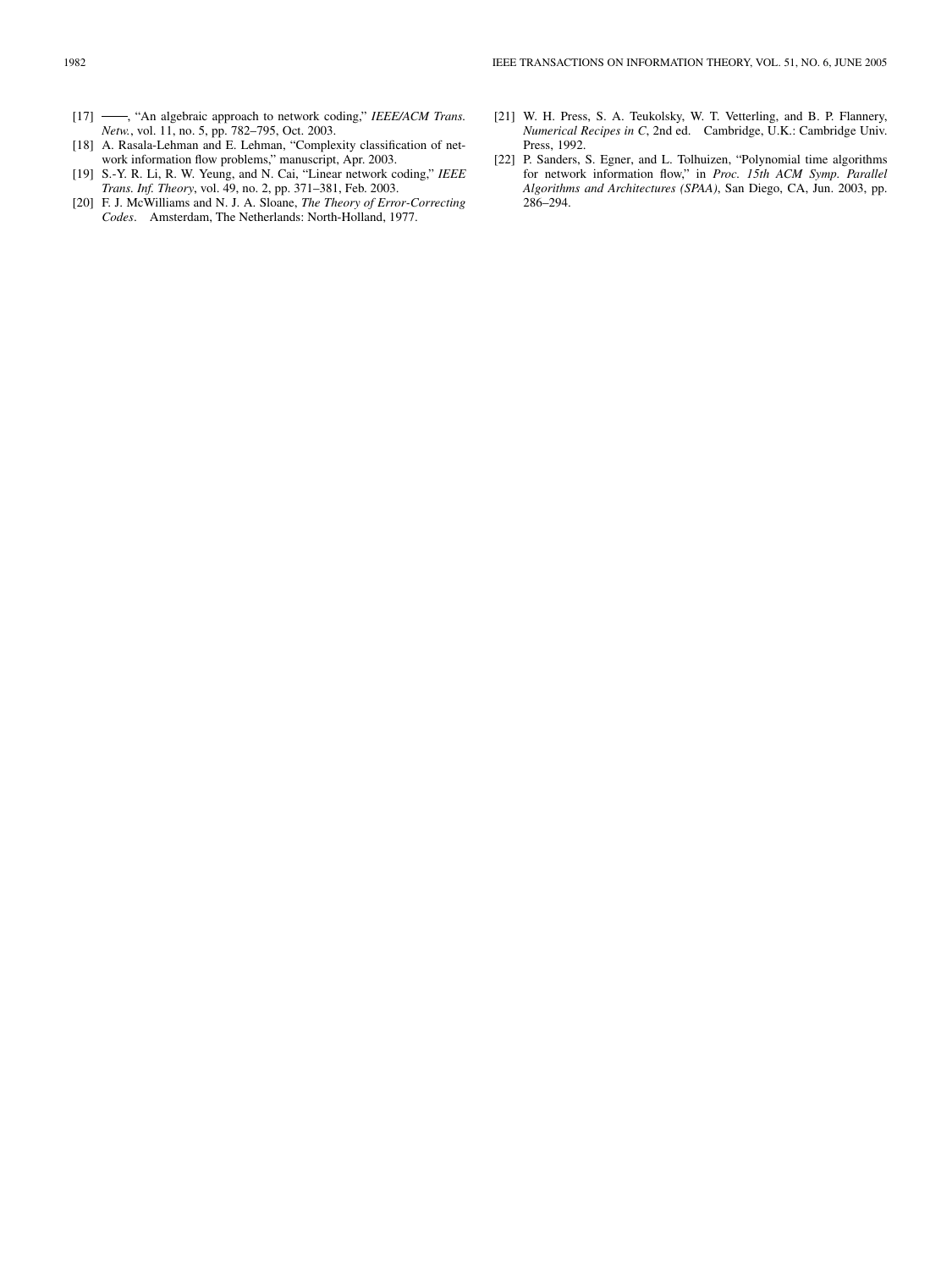[17] ——, "An algebraic approach to network coding," *IEEE/ACM Trans. Netw.*, vol. 11, no. 5, pp. 782–795, Oct. 2003.

[18] A. Rasala-Lehman and E. Lehman, "Complexity classification of network information flow problems," manuscript, Apr. 2003.

[19] S.-Y. R. Li, R. W. Yeung, and N. Cai, "Linear network coding," *IEEE Trans. Inf. Theory*, vol. 49, no. 2, pp. 371–381, Feb. 2003.

[20] F. J. McWilliams and N. J. A. Sloane, *The Theory of Error-Correcting Codes*. Amsterdam, The Netherlands: North-Holland, 1977.

[21] W. H. Press, S. A. Teukolsky, W. T. Vetterling, and B. P. Flannery, *Numerical Recipes in C*, 2nd ed. Cambridge, U.K.: Cambridge Univ. Press, 1992.

[22] P. Sanders, S. Egner, and L. Tolhuizen, "Polynomial time algorithms for network information flow," in *Proc. 15th ACM Symp. Parallel Algorithms and Architectures (SPAA)*, San Diego, CA, Jun. 2003, pp. 286–294.